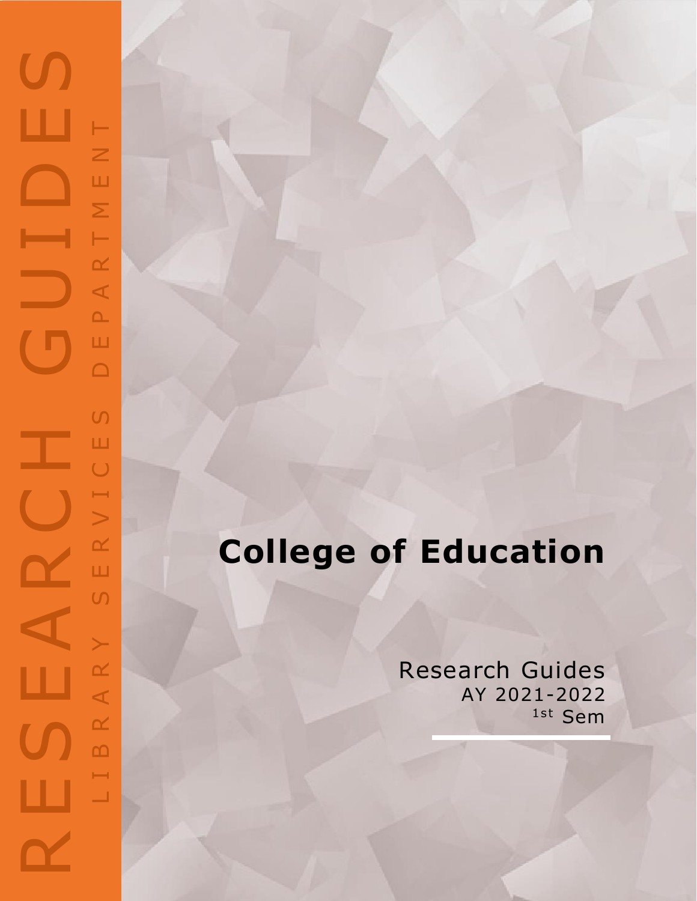RESEARCH GUIDES

LIBRARY SERVICES DEPARTMENT

# College of Education

Research Guides
AY 2021-2022
1st Sem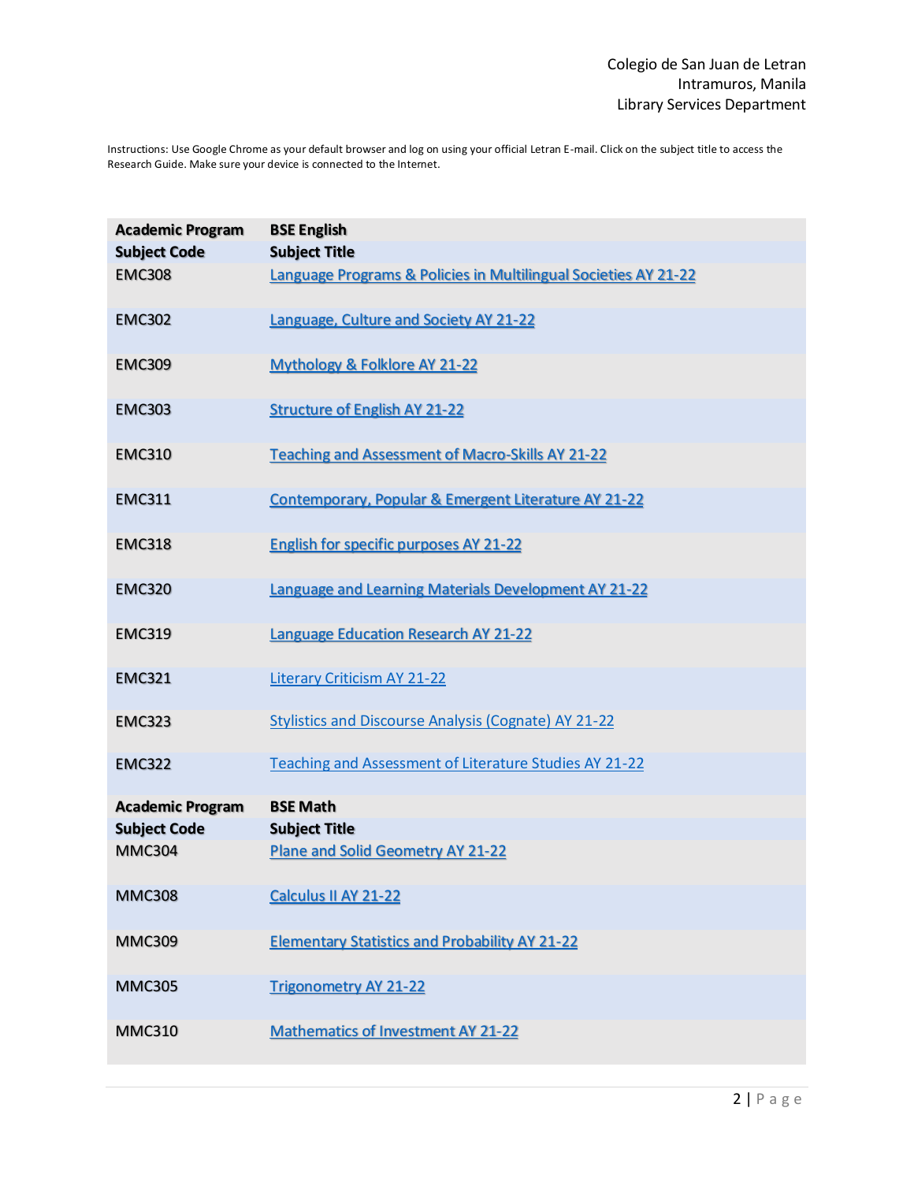Colegio de San Juan de Letran
Intramuros, Manila
Library Services Department

Instructions: Use Google Chrome as your default browser and log on using your official Letran E-mail. Click on the subject title to access the Research Guide. Make sure your device is connected to the Internet.

| Academic Program | BSE English |
|---|---|
| **Subject Code** | **Subject Title** |
| EMC308 | Language Programs & Policies in Multilingual Societies AY 21-22 |
| EMC302 | Language, Culture and Society AY 21-22 |
| EMC309 | Mythology & Folklore AY 21-22 |
| EMC303 | Structure of English AY 21-22 |
| EMC310 | Teaching and Assessment of Macro-Skills AY 21-22 |
| EMC311 | Contemporary, Popular & Emergent Literature AY 21-22 |
| EMC318 | English for specific purposes AY 21-22 |
| EMC320 | Language and Learning Materials Development AY 21-22 |
| EMC319 | Language Education Research AY 21-22 |
| EMC321 | Literary Criticism AY 21-22 |
| EMC323 | Stylistics and Discourse Analysis (Cognate) AY 21-22 |
| EMC322 | Teaching and Assessment of Literature Studies AY 21-22 |

| Academic Program | BSE Math |
|---|---|
| **Subject Code** | **Subject Title** |
| MMC304 | Plane and Solid Geometry AY 21-22 |
| MMC308 | Calculus II AY 21-22 |
| MMC309 | Elementary Statistics and Probability AY 21-22 |
| MMC305 | Trigonometry AY 21-22 |
| MMC310 | Mathematics of Investment AY 21-22 |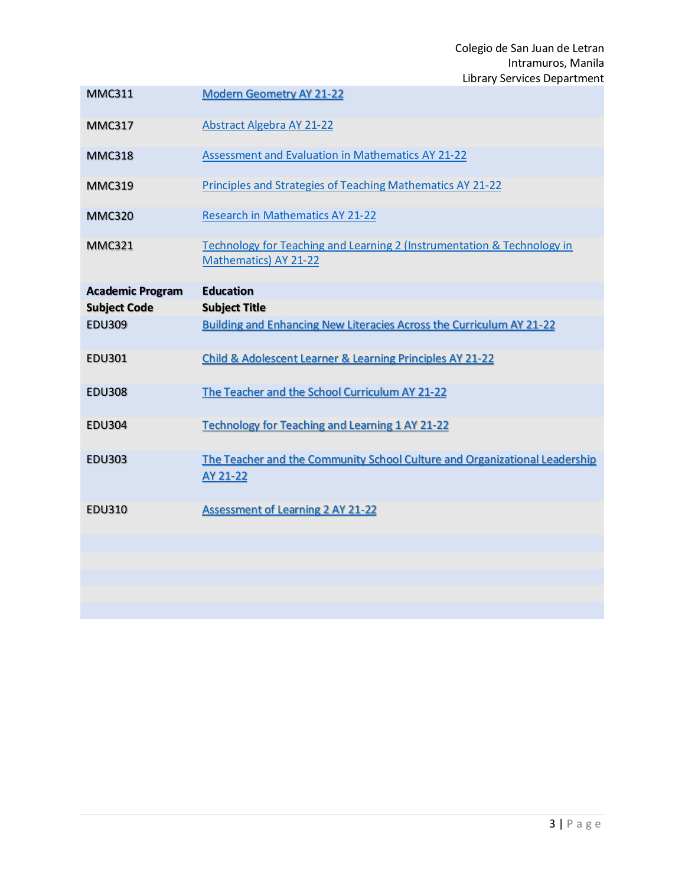| | |
|---|---|
| MMC311 | Modern Geometry AY 21-22 |
| MMC317 | Abstract Algebra AY 21-22 |
| MMC318 | Assessment and Evaluation in Mathematics AY 21-22 |
| MMC319 | Principles and Strategies of Teaching Mathematics AY 21-22 |
| MMC320 | Research in Mathematics AY 21-22 |
| MMC321 | Technology for Teaching and Learning 2 (Instrumentation & Technology in Mathematics) AY 21-22 |

| **Academic Program** | **Education** |
|---|---|
| **Subject Code** | **Subject Title** |
| EDU309 | Building and Enhancing New Literacies Across the Curriculum AY 21-22 |
| EDU301 | Child & Adolescent Learner & Learning Principles AY 21-22 |
| EDU308 | The Teacher and the School Curriculum AY 21-22 |
| EDU304 | Technology for Teaching and Learning 1 AY 21-22 |
| EDU303 | The Teacher and the Community School Culture and Organizational Leadership AY 21-22 |
| EDU310 | Assessment of Learning 2 AY 21-22 |